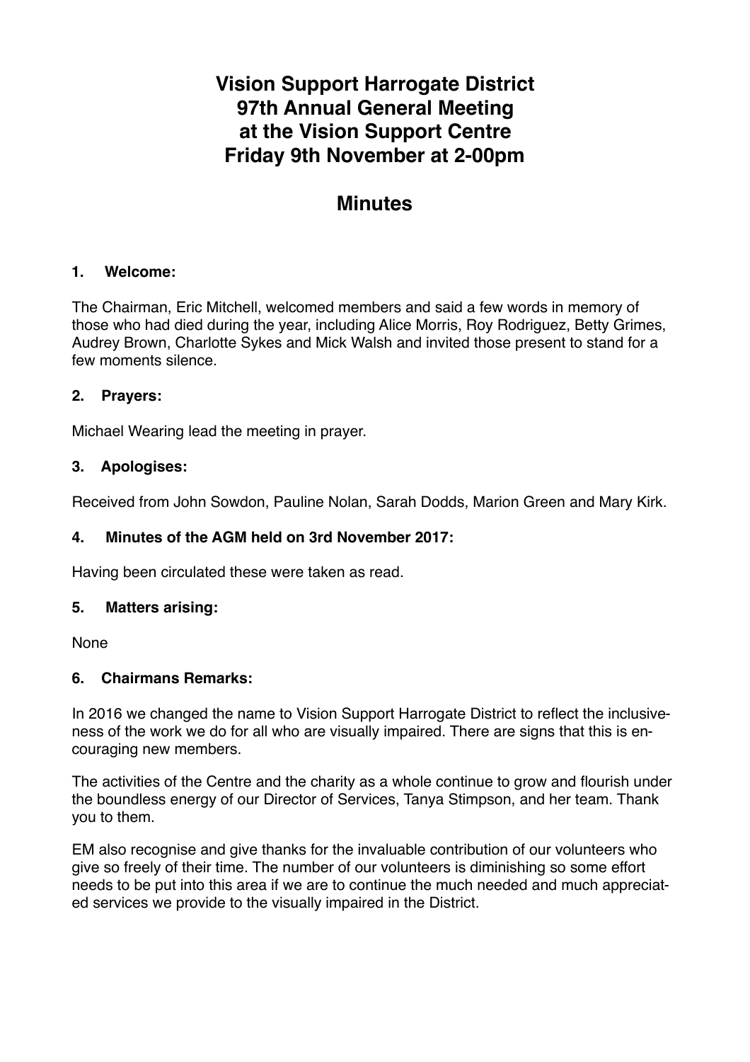# Vision Support Harrogate District
# 97th Annual General Meeting
# at the Vision Support Centre
# Friday 9th November at 2-00pm

## Minutes

### 1. Welcome:

The Chairman, Eric Mitchell, welcomed members and said a few words in memory of those who had died during the year, including Alice Morris, Roy Rodriguez, Betty Grimes, Audrey Brown, Charlotte Sykes and Mick Walsh and invited those present to stand for a few moments silence.

### 2. Prayers:

Michael Wearing lead the meeting in prayer.

### 3. Apologises:

Received from John Sowdon, Pauline Nolan, Sarah Dodds, Marion Green and Mary Kirk.

### 4. Minutes of the AGM held on 3rd November 2017:

Having been circulated these were taken as read.

### 5. Matters arising:

None

### 6. Chairmans Remarks:

In 2016 we changed the name to Vision Support Harrogate District to reflect the inclusiveness of the work we do for all who are visually impaired. There are signs that this is encouraging new members.

The activities of the Centre and the charity as a whole continue to grow and flourish under the boundless energy of our Director of Services, Tanya Stimpson, and her team. Thank you to them.

EM also recognise and give thanks for the invaluable contribution of our volunteers who give so freely of their time. The number of our volunteers is diminishing so some effort needs to be put into this area if we are to continue the much needed and much appreciated services we provide to the visually impaired in the District.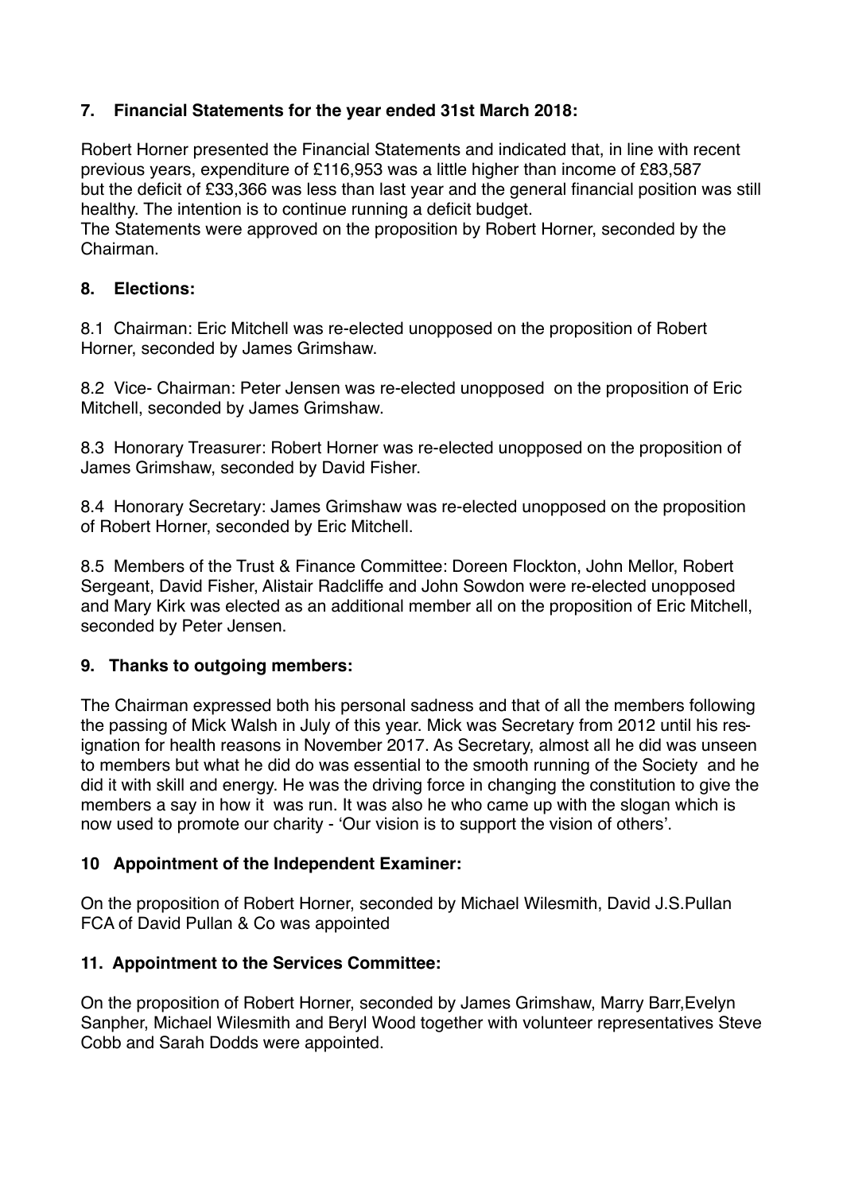## 7. Financial Statements for the year ended 31st March 2018:

Robert Horner presented the Financial Statements and indicated that, in line with recent previous years, expenditure of £116,953 was a little higher than income of £83,587 but the deficit of £33,366 was less than last year and the general financial position was still healthy. The intention is to continue running a deficit budget.

The Statements were approved on the proposition by Robert Horner, seconded by the Chairman.

## 8. Elections:

8.1 Chairman: Eric Mitchell was re-elected unopposed on the proposition of Robert Horner, seconded by James Grimshaw.

8.2 Vice- Chairman: Peter Jensen was re-elected unopposed on the proposition of Eric Mitchell, seconded by James Grimshaw.

8.3 Honorary Treasurer: Robert Horner was re-elected unopposed on the proposition of James Grimshaw, seconded by David Fisher.

8.4 Honorary Secretary: James Grimshaw was re-elected unopposed on the proposition of Robert Horner, seconded by Eric Mitchell.

8.5 Members of the Trust & Finance Committee: Doreen Flockton, John Mellor, Robert Sergeant, David Fisher, Alistair Radcliffe and John Sowdon were re-elected unopposed and Mary Kirk was elected as an additional member all on the proposition of Eric Mitchell, seconded by Peter Jensen.

## 9. Thanks to outgoing members:

The Chairman expressed both his personal sadness and that of all the members following the passing of Mick Walsh in July of this year. Mick was Secretary from 2012 until his resignation for health reasons in November 2017. As Secretary, almost all he did was unseen to members but what he did do was essential to the smooth running of the Society and he did it with skill and energy. He was the driving force in changing the constitution to give the members a say in how it was run. It was also he who came up with the slogan which is now used to promote our charity - 'Our vision is to support the vision of others'.

## 10 Appointment of the Independent Examiner:

On the proposition of Robert Horner, seconded by Michael Wilesmith, David J.S.Pullan FCA of David Pullan & Co was appointed

## 11. Appointment to the Services Committee:

On the proposition of Robert Horner, seconded by James Grimshaw, Marry Barr,Evelyn Sanpher, Michael Wilesmith and Beryl Wood together with volunteer representatives Steve Cobb and Sarah Dodds were appointed.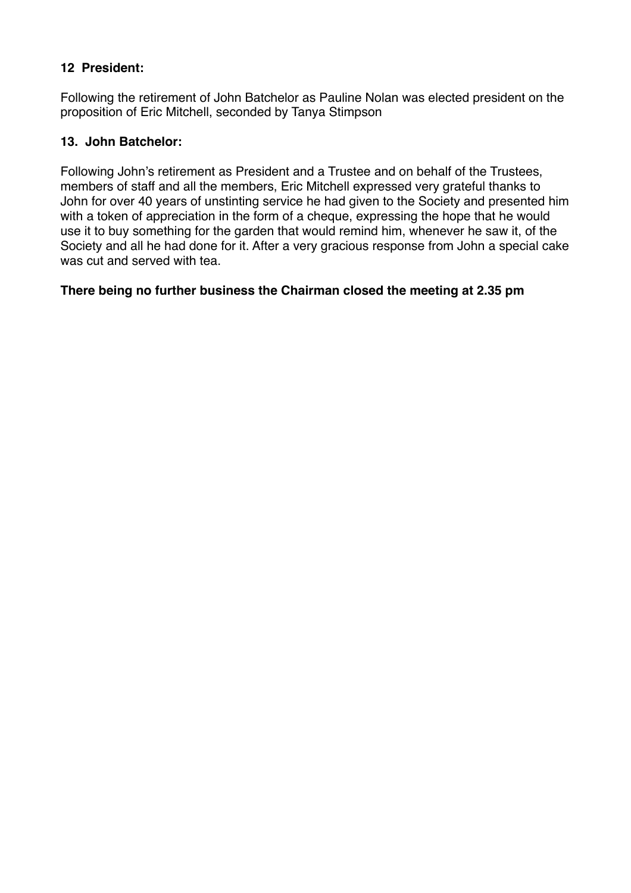**12 President:**

Following the retirement of John Batchelor as Pauline Nolan was elected president on the proposition of Eric Mitchell, seconded by Tanya Stimpson

**13. John Batchelor:**

Following John's retirement as President and a Trustee and on behalf of the Trustees, members of staff and all the members, Eric Mitchell expressed very grateful thanks to John for over 40 years of unstinting service he had given to the Society and presented him with a token of appreciation in the form of a cheque, expressing the hope that he would use it to buy something for the garden that would remind him, whenever he saw it, of the Society and all he had done for it. After a very gracious response from John a special cake was cut and served with tea.

**There being no further business the Chairman closed the meeting at 2.35 pm**